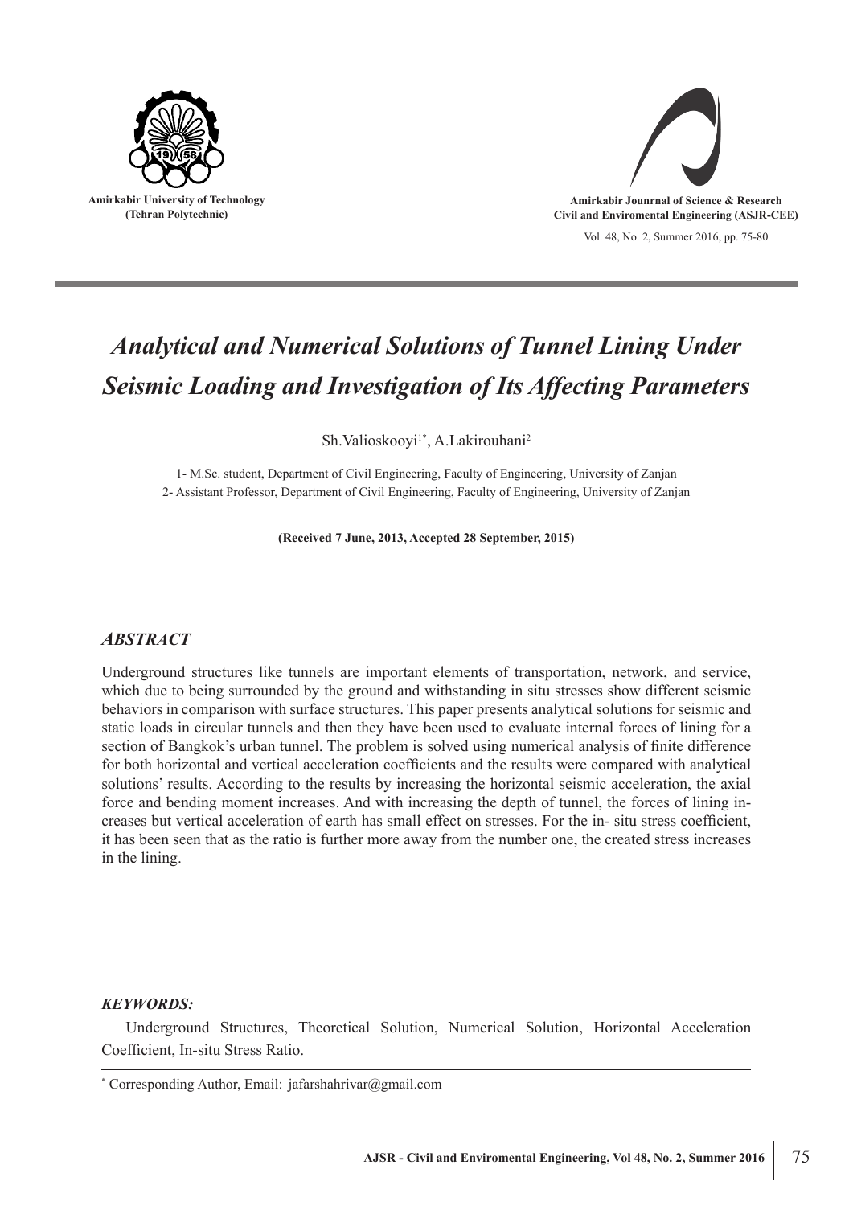Amirkabir University of Technology
(Tehran Polytechnic)

Amirkabir Jounrnal of Science & Research
Civil and Enviromental Engineering (ASJR-CEE)

Vol. 48, No. 2, Summer 2016, pp. 75-80

# *Analytical and Numerical Solutions of Tunnel Lining Under Seismic Loading and Investigation of Its Affecting Parameters*

Sh.Valioskooyi[1*], A.Lakirouhani[2]

1- M.Sc. student, Department of Civil Engineering, Faculty of Engineering, University of Zanjan
2- Assistant Professor, Department of Civil Engineering, Faculty of Engineering, University of Zanjan

**(Received 7 June, 2013, Accepted 28 September, 2015)**

## *ABSTRACT*

Underground structures like tunnels are important elements of transportation, network, and service, which due to being surrounded by the ground and withstanding in situ stresses show different seismic behaviors in comparison with surface structures. This paper presents analytical solutions for seismic and static loads in circular tunnels and then they have been used to evaluate internal forces of lining for a section of Bangkok's urban tunnel. The problem is solved using numerical analysis of finite difference for both horizontal and vertical acceleration coefficients and the results were compared with analytical solutions' results. According to the results by increasing the horizontal seismic acceleration, the axial force and bending moment increases. And with increasing the depth of tunnel, the forces of lining increases but vertical acceleration of earth has small effect on stresses. For the in- situ stress coefficient, it has been seen that as the ratio is further more away from the number one, the created stress increases in the lining.

### *KEYWORDS:*

Underground Structures, Theoretical Solution, Numerical Solution, Horizontal Acceleration Coefficient, In-situ Stress Ratio.

[*] Corresponding Author, Email: jafarshahrivar@gmail.com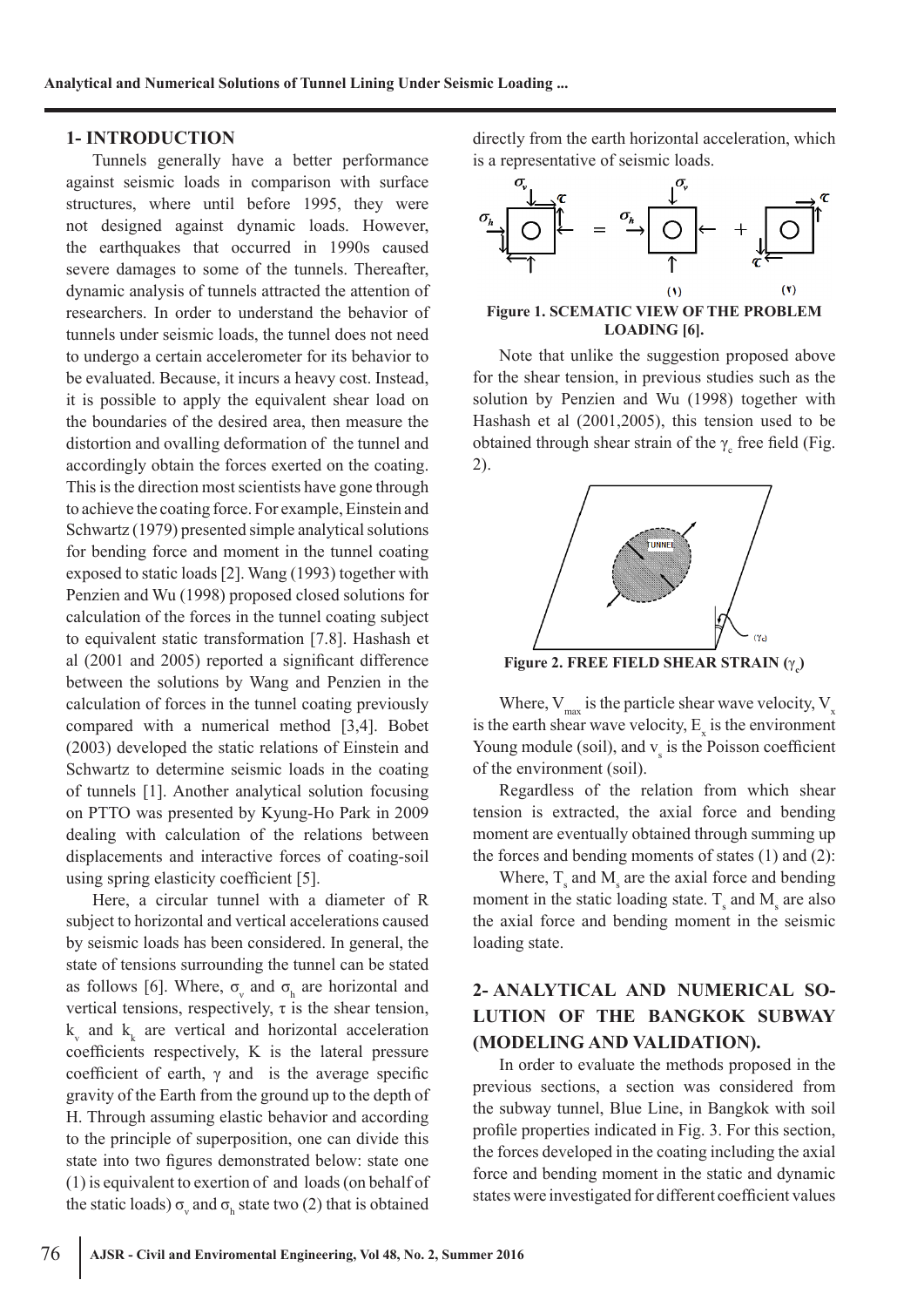## 1- INTRODUCTION

Tunnels generally have a better performance against seismic loads in comparison with surface structures, where until before 1995, they were not designed against dynamic loads. However, the earthquakes that occurred in 1990s caused severe damages to some of the tunnels. Thereafter, dynamic analysis of tunnels attracted the attention of researchers. In order to understand the behavior of tunnels under seismic loads, the tunnel does not need to undergo a certain accelerometer for its behavior to be evaluated. Because, it incurs a heavy cost. Instead, it is possible to apply the equivalent shear load on the boundaries of the desired area, then measure the distortion and ovalling deformation of the tunnel and accordingly obtain the forces exerted on the coating. This is the direction most scientists have gone through to achieve the coating force. For example, Einstein and Schwartz (1979) presented simple analytical solutions for bending force and moment in the tunnel coating exposed to static loads [2]. Wang (1993) together with Penzien and Wu (1998) proposed closed solutions for calculation of the forces in the tunnel coating subject to equivalent static transformation [7.8]. Hashash et al (2001 and 2005) reported a significant difference between the solutions by Wang and Penzien in the calculation of forces in the tunnel coating previously compared with a numerical method [3,4]. Bobet (2003) developed the static relations of Einstein and Schwartz to determine seismic loads in the coating of tunnels [1]. Another analytical solution focusing on PTTO was presented by Kyung-Ho Park in 2009 dealing with calculation of the relations between displacements and interactive forces of coating-soil using spring elasticity coefficient [5].

Here, a circular tunnel with a diameter of R subject to horizontal and vertical accelerations caused by seismic loads has been considered. In general, the state of tensions surrounding the tunnel can be stated as follows [6]. Where, $\sigma_v$ and $\sigma_h$ are horizontal and vertical tensions, respectively, $\tau$ is the shear tension, $k_v$ and $k_k$ are vertical and horizontal acceleration coefficients respectively, K is the lateral pressure coefficient of earth, $\gamma$ and is the average specific gravity of the Earth from the ground up to the depth of H. Through assuming elastic behavior and according to the principle of superposition, one can divide this state into two figures demonstrated below: state one (1) is equivalent to exertion of and loads (on behalf of the static loads) $\sigma_v$ and $\sigma_h$ state two (2) that is obtained directly from the earth horizontal acceleration, which is a representative of seismic loads.

**Figure 1. SCEMATIC VIEW OF THE PROBLEM LOADING [6].**

Note that unlike the suggestion proposed above for the shear tension, in previous studies such as the solution by Penzien and Wu (1998) together with Hashash et al (2001,2005), this tension used to be obtained through shear strain of the $\gamma_c$ free field (Fig. 2).

**Figure 2. FREE FIELD SHEAR STRAIN ($\gamma_c$)**

Where, $V_{max}$ is the particle shear wave velocity, $V_x$ is the earth shear wave velocity, $E_x$ is the environment Young module (soil), and $v_s$ is the Poisson coefficient of the environment (soil).

Regardless of the relation from which shear tension is extracted, the axial force and bending moment are eventually obtained through summing up the forces and bending moments of states (1) and (2):

Where, $T_s$ and $M_s$ are the axial force and bending moment in the static loading state. $T_s$ and $M_s$ are also the axial force and bending moment in the seismic loading state.

## 2- ANALYTICAL AND NUMERICAL SOLUTION OF THE BANGKOK SUBWAY (MODELING AND VALIDATION).

In order to evaluate the methods proposed in the previous sections, a section was considered from the subway tunnel, Blue Line, in Bangkok with soil profile properties indicated in Fig. 3. For this section, the forces developed in the coating including the axial force and bending moment in the static and dynamic states were investigated for different coefficient values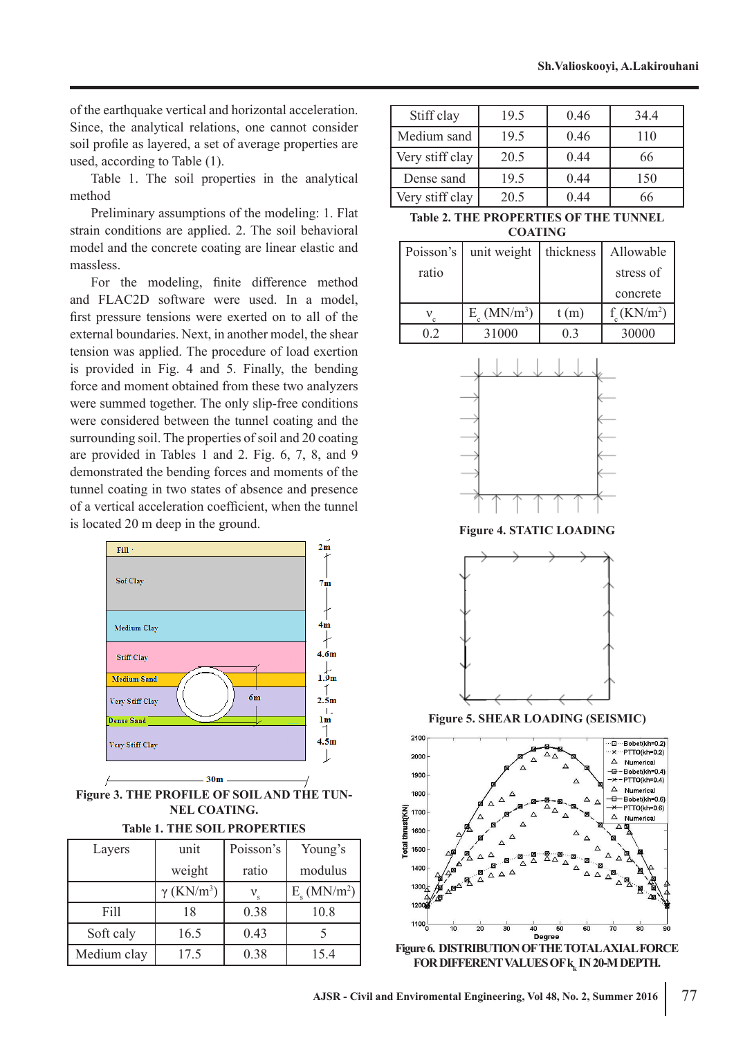of the earthquake vertical and horizontal acceleration. Since, the analytical relations, one cannot consider soil profile as layered, a set of average properties are used, according to Table (1).

Table 1. The soil properties in the analytical method

Preliminary assumptions of the modeling: 1. Flat strain conditions are applied. 2. The soil behavioral model and the concrete coating are linear elastic and massless.

For the modeling, finite difference method and FLAC2D software were used. In a model, first pressure tensions were exerted on to all of the external boundaries. Next, in another model, the shear tension was applied. The procedure of load exertion is provided in Fig. 4 and 5. Finally, the bending force and moment obtained from these two analyzers were summed together. The only slip-free conditions were considered between the tunnel coating and the surrounding soil. The properties of soil and 20 coating are provided in Tables 1 and 2. Fig. 6, 7, 8, and 9 demonstrated the bending forces and moments of the tunnel coating in two states of absence and presence of a vertical acceleration coefficient, when the tunnel is located 20 m deep in the ground.

Figure 3. THE PROFILE OF SOIL AND THE TUNNEL COATING.

Table 1. THE SOIL PROPERTIES

| Layers | unit weight | Poisson's ratio | Young's modulus |
|---|---|---|---|
| | $\gamma$ (KN/m$^3$) | $\nu_s$ | $E_s$ (MN/m$^2$) |
| Fill | 18 | 0.38 | 10.8 |
| Soft caly | 16.5 | 0.43 | 5 |
| Medium clay | 17.5 | 0.38 | 15.4 |
| Stiff clay | 19.5 | 0.46 | 34.4 |
| Medium sand | 19.5 | 0.46 | 110 |
| Very stiff clay | 20.5 | 0.44 | 66 |
| Dense sand | 19.5 | 0.44 | 150 |
| Very stiff clay | 20.5 | 0.44 | 66 |

Table 2. THE PROPERTIES OF THE TUNNEL COATING

| Poisson's ratio | unit weight | thickness | Allowable stress of concrete |
|---|---|---|---|
| $\nu_c$ | $E_c$ (MN/m$^3$) | t (m) | $f_c$ (KN/m$^2$) |
| 0.2 | 31000 | 0.3 | 30000 |

Figure 4. STATIC LOADING

Figure 5. SHEAR LOADING (SEISMIC)

Figure 6. DISTRIBUTION OF THE TOTAL AXIAL FORCE FOR DIFFERENT VALUES OF $k_k$ IN 20-M DEPTH.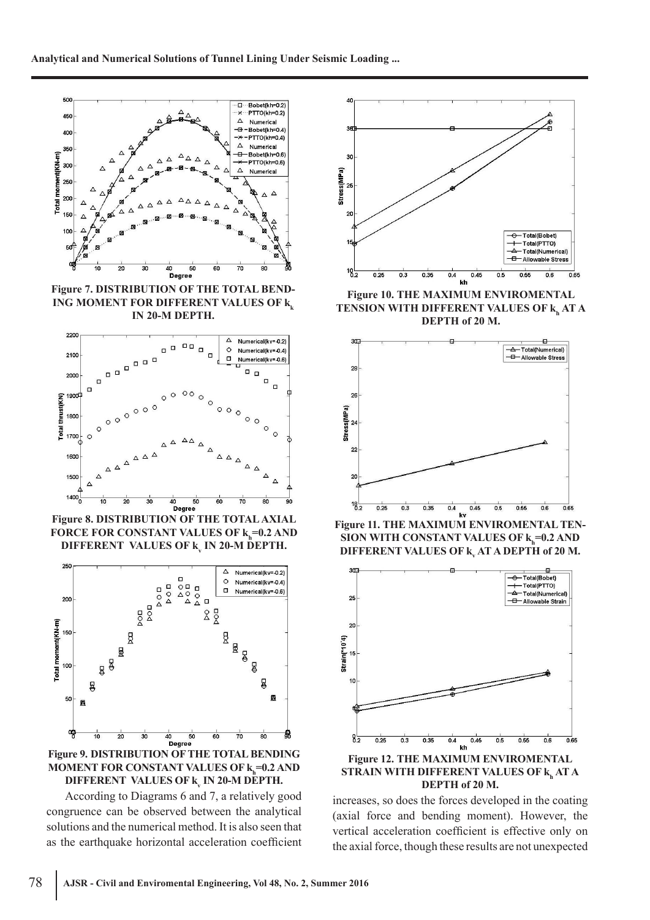Figure 7. DISTRIBUTION OF THE TOTAL BENDING MOMENT FOR DIFFERENT VALUES OF $k_k$ IN 20-M DEPTH.

Figure 8. DISTRIBUTION OF THE TOTAL AXIAL FORCE FOR CONSTANT VALUES OF $k_h$=0.2 AND DIFFERENT VALUES OF $k_v$ IN 20-M DEPTH.

Figure 9. DISTRIBUTION OF THE TOTAL BENDING MOMENT FOR CONSTANT VALUES OF $k_h$=0.2 AND DIFFERENT VALUES OF $k_v$ IN 20-M DEPTH.

According to Diagrams 6 and 7, a relatively good congruence can be observed between the analytical solutions and the numerical method. It is also seen that as the earthquake horizontal acceleration coefficient increases, so does the forces developed in the coating (axial force and bending moment). However, the vertical acceleration coefficient is effective only on the axial force, though these results are not unexpected

Figure 10. THE MAXIMUM ENVIROMENTAL TENSION WITH DIFFERENT VALUES OF $k_h$ AT A DEPTH of 20 M.

Figure 11. THE MAXIMUM ENVIROMENTAL TENSION WITH CONSTANT VALUES OF $k_h$=0.2 AND DIFFERENT VALUES OF $k_v$ AT A DEPTH of 20 M.

Figure 12. THE MAXIMUM ENVIROMENTAL STRAIN WITH DIFFERENT VALUES OF $k_h$ AT A DEPTH of 20 M.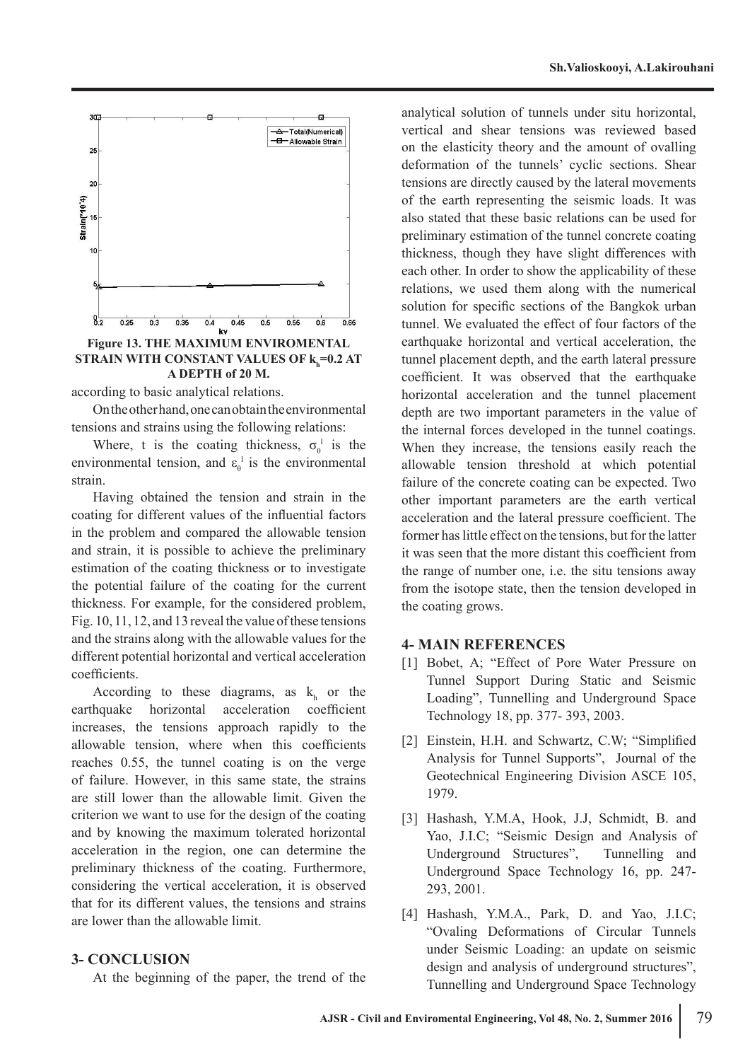Figure 13. THE MAXIMUM ENVIROMENTAL STRAIN WITH CONSTANT VALUES OF $k_h$=0.2 AT A DEPTH of 20 M.

according to basic analytical relations.

On the other hand, one can obtain the environmental tensions and strains using the following relations:

Where, t is the coating thickness, $\sigma_\theta^1$ is the environmental tension, and $\varepsilon_\theta^1$ is the environmental strain.

Having obtained the tension and strain in the coating for different values of the influential factors in the problem and compared the allowable tension and strain, it is possible to achieve the preliminary estimation of the coating thickness or to investigate the potential failure of the coating for the current thickness. For example, for the considered problem, Fig. 10, 11, 12, and 13 reveal the value of these tensions and the strains along with the allowable values for the different potential horizontal and vertical acceleration coefficients.

According to these diagrams, as $k_h$ or the earthquake horizontal acceleration coefficient increases, the tensions approach rapidly to the allowable tension, where when this coefficients reaches 0.55, the tunnel coating is on the verge of failure. However, in this same state, the strains are still lower than the allowable limit. Given the criterion we want to use for the design of the coating and by knowing the maximum tolerated horizontal acceleration in the region, one can determine the preliminary thickness of the coating. Furthermore, considering the vertical acceleration, it is observed that for its different values, the tensions and strains are lower than the allowable limit.

## 3- CONCLUSION

At the beginning of the paper, the trend of the analytical solution of tunnels under situ horizontal, vertical and shear tensions was reviewed based on the elasticity theory and the amount of ovalling deformation of the tunnels' cyclic sections. Shear tensions are directly caused by the lateral movements of the earth representing the seismic loads. It was also stated that these basic relations can be used for preliminary estimation of the tunnel concrete coating thickness, though they have slight differences with each other. In order to show the applicability of these relations, we used them along with the numerical solution for specific sections of the Bangkok urban tunnel. We evaluated the effect of four factors of the earthquake horizontal and vertical acceleration, the tunnel placement depth, and the earth lateral pressure coefficient. It was observed that the earthquake horizontal acceleration and the tunnel placement depth are two important parameters in the value of the internal forces developed in the tunnel coatings. When they increase, the tensions easily reach the allowable tension threshold at which potential failure of the concrete coating can be expected. Two other important parameters are the earth vertical acceleration and the lateral pressure coefficient. The former has little effect on the tensions, but for the latter it was seen that the more distant this coefficient from the range of number one, i.e. the situ tensions away from the isotope state, then the tension developed in the coating grows.

## 4- MAIN REFERENCES

[1] Bobet, A; "Effect of Pore Water Pressure on Tunnel Support During Static and Seismic Loading", Tunnelling and Underground Space Technology 18, pp. 377- 393, 2003.

[2] Einstein, H.H. and Schwartz, C.W; "Simplified Analysis for Tunnel Supports", Journal of the Geotechnical Engineering Division ASCE 105, 1979.

[3] Hashash, Y.M.A, Hook, J.J, Schmidt, B. and Yao, J.I.C; "Seismic Design and Analysis of Underground Structures", Tunnelling and Underground Space Technology 16, pp. 247-293, 2001.

[4] Hashash, Y.M.A., Park, D. and Yao, J.I.C; "Ovaling Deformations of Circular Tunnels under Seismic Loading: an update on seismic design and analysis of underground structures", Tunnelling and Underground Space Technology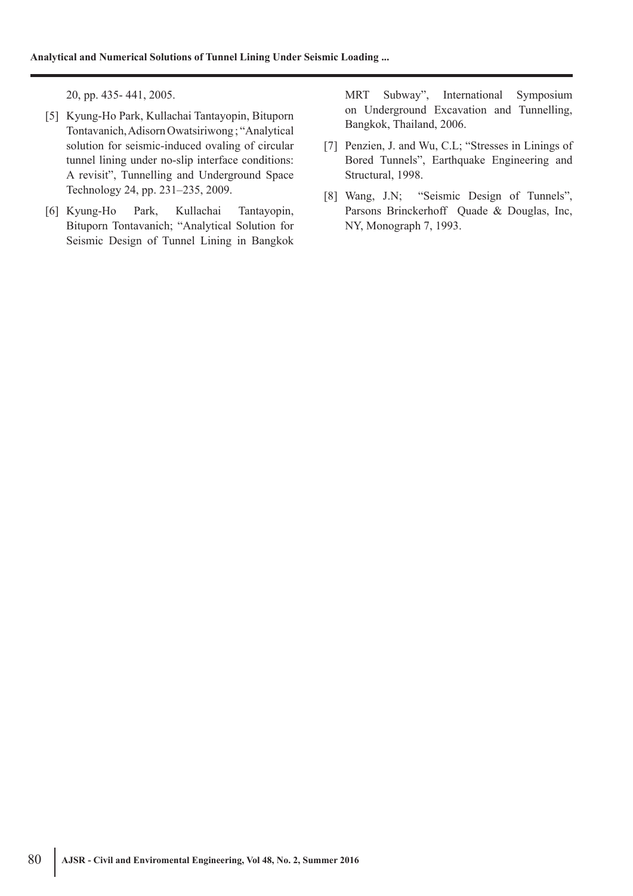20, pp. 435- 441, 2005.

[5] Kyung-Ho Park, Kullachai Tantayopin, Bituporn Tontavanich, Adisorn Owatsiriwong ; "Analytical solution for seismic-induced ovaling of circular tunnel lining under no-slip interface conditions: A revisit", Tunnelling and Underground Space Technology 24, pp. 231–235, 2009.

[6] Kyung-Ho Park, Kullachai Tantayopin, Bituporn Tontavanich; "Analytical Solution for Seismic Design of Tunnel Lining in Bangkok MRT Subway", International Symposium on Underground Excavation and Tunnelling, Bangkok, Thailand, 2006.

[7] Penzien, J. and Wu, C.L; "Stresses in Linings of Bored Tunnels", Earthquake Engineering and Structural, 1998.

[8] Wang, J.N; "Seismic Design of Tunnels", Parsons Brinckerhoff Quade & Douglas, Inc, NY, Monograph 7, 1993.